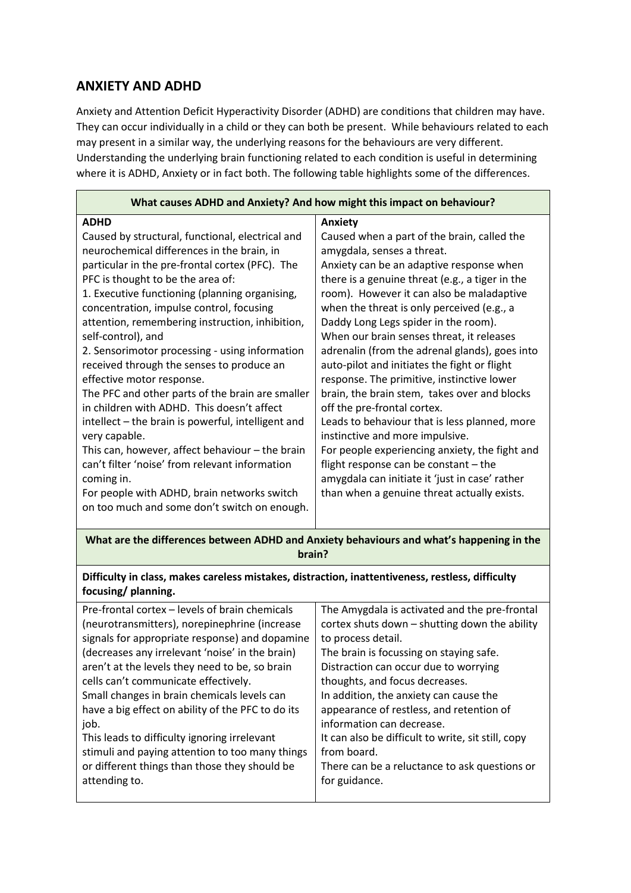## ANXIETY AND ADHD

Anxiety and Attention Deficit Hyperactivity Disorder (ADHD) are conditions that children may have. They can occur individually in a child or they can both be present. While behaviours related to each may present in a similar way, the underlying reasons for the behaviours are very different. Understanding the underlying brain functioning related to each condition is useful in determining where it is ADHD, Anxiety or in fact both. The following table highlights some of the differences.

| What causes ADHD and Anxiety? And how might this impact on behaviour? | |
|---|---|
| **ADHD**<br>Caused by structural, functional, electrical and neurochemical differences in the brain, in particular in the pre-frontal cortex (PFC). The PFC is thought to be the area of:<br>1. Executive functioning (planning organising, concentration, impulse control, focusing attention, remembering instruction, inhibition, self-control), and<br>2. Sensorimotor processing - using information received through the senses to produce an effective motor response.<br>The PFC and other parts of the brain are smaller in children with ADHD. This doesn't affect intellect – the brain is powerful, intelligent and very capable.<br>This can, however, affect behaviour – the brain can't filter 'noise' from relevant information coming in.<br>For people with ADHD, brain networks switch on too much and some don't switch on enough. | **Anxiety**<br>Caused when a part of the brain, called the amygdala, senses a threat.<br>Anxiety can be an adaptive response when there is a genuine threat (e.g., a tiger in the room). However it can also be maladaptive when the threat is only perceived (e.g., a Daddy Long Legs spider in the room).<br>When our brain senses threat, it releases adrenalin (from the adrenal glands), goes into auto-pilot and initiates the fight or flight response. The primitive, instinctive lower brain, the brain stem, takes over and blocks off the pre-frontal cortex.<br>Leads to behaviour that is less planned, more instinctive and more impulsive.<br>For people experiencing anxiety, the fight and flight response can be constant – the amygdala can initiate it 'just in case' rather than when a genuine threat actually exists. |
| **What are the differences between ADHD and Anxiety behaviours and what's happening in the brain?** | |
| **Difficulty in class, makes careless mistakes, distraction, inattentiveness, restless, difficulty focusing/ planning.** | |
| Pre-frontal cortex – levels of brain chemicals (neurotransmitters), norepinephrine (increase signals for appropriate response) and dopamine (decreases any irrelevant 'noise' in the brain) aren't at the levels they need to be, so brain cells can't communicate effectively.<br>Small changes in brain chemicals levels can have a big effect on ability of the PFC to do its job.<br>This leads to difficulty ignoring irrelevant stimuli and paying attention to too many things or different things than those they should be attending to. | The Amygdala is activated and the pre-frontal cortex shuts down – shutting down the ability to process detail.<br>The brain is focussing on staying safe.<br>Distraction can occur due to worrying thoughts, and focus decreases.<br>In addition, the anxiety can cause the appearance of restless, and retention of information can decrease.<br>It can also be difficult to write, sit still, copy from board.<br>There can be a reluctance to ask questions or for guidance. |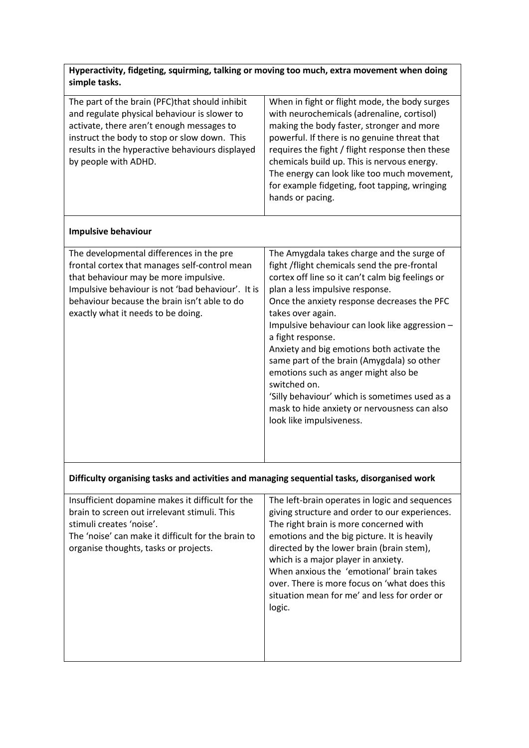| **Hyperactivity, fidgeting, squirming, talking or moving too much, extra movement when doing simple tasks.** | |
|---|---|
| The part of the brain (PFC)that should inhibit and regulate physical behaviour is slower to activate, there aren't enough messages to instruct the body to stop or slow down. This results in the hyperactive behaviours displayed by people with ADHD. | When in fight or flight mode, the body surges with neurochemicals (adrenaline, cortisol) making the body faster, stronger and more powerful. If there is no genuine threat that requires the fight / flight response then these chemicals build up. This is nervous energy. The energy can look like too much movement, for example fidgeting, foot tapping, wringing hands or pacing. |
| **Impulsive behaviour** | |
| The developmental differences in the pre frontal cortex that manages self-control mean that behaviour may be more impulsive. Impulsive behaviour is not 'bad behaviour'. It is behaviour because the brain isn't able to do exactly what it needs to be doing. | The Amygdala takes charge and the surge of fight /flight chemicals send the pre-frontal cortex off line so it can't calm big feelings or plan a less impulsive response.<br>Once the anxiety response decreases the PFC takes over again.<br>Impulsive behaviour can look like aggression – a fight response.<br>Anxiety and big emotions both activate the same part of the brain (Amygdala) so other emotions such as anger might also be switched on.<br>'Silly behaviour' which is sometimes used as a mask to hide anxiety or nervousness can also look like impulsiveness. |
| **Difficulty organising tasks and activities and managing sequential tasks, disorganised work** | |
| Insufficient dopamine makes it difficult for the brain to screen out irrelevant stimuli. This stimuli creates 'noise'.<br>The 'noise' can make it difficult for the brain to organise thoughts, tasks or projects. | The left-brain operates in logic and sequences giving structure and order to our experiences. The right brain is more concerned with emotions and the big picture. It is heavily directed by the lower brain (brain stem), which is a major player in anxiety.<br>When anxious the 'emotional' brain takes over. There is more focus on 'what does this situation mean for me' and less for order or logic. |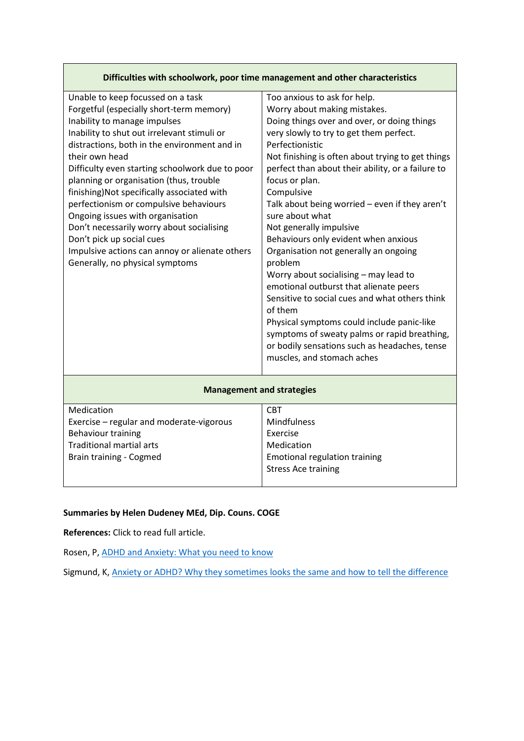| Difficulties with schoolwork, poor time management and other characteristics | |
|---|---|
| Unable to keep focussed on a task<br>Forgetful (especially short-term memory)<br>Inability to manage impulses<br>Inability to shut out irrelevant stimuli or distractions, both in the environment and in their own head<br>Difficulty even starting schoolwork due to poor planning or organisation (thus, trouble finishing)Not specifically associated with perfectionism or compulsive behaviours<br>Ongoing issues with organisation<br>Don't necessarily worry about socialising<br>Don't pick up social cues<br>Impulsive actions can annoy or alienate others<br>Generally, no physical symptoms | Too anxious to ask for help.<br>Worry about making mistakes.<br>Doing things over and over, or doing things very slowly to try to get them perfect.<br>Perfectionistic<br>Not finishing is often about trying to get things perfect than about their ability, or a failure to focus or plan.<br>Compulsive<br>Talk about being worried – even if they aren't sure about what<br>Not generally impulsive<br>Behaviours only evident when anxious<br>Organisation not generally an ongoing problem<br>Worry about socialising – may lead to emotional outburst that alienate peers<br>Sensitive to social cues and what others think of them<br>Physical symptoms could include panic-like symptoms of sweaty palms or rapid breathing, or bodily sensations such as headaches, tense muscles, and stomach aches |
| **Management and strategies** | |
| Medication<br>Exercise – regular and moderate-vigorous<br>Behaviour training<br>Traditional martial arts<br>Brain training - Cogmed | CBT<br>Mindfulness<br>Exercise<br>Medication<br>Emotional regulation training<br>Stress Ace training |

**Summaries by Helen Dudeney MEd, Dip. Couns. COGE**

**References:** Click to read full article.

Rosen, P, [ADHD and Anxiety: What you need to know]

Sigmund, K, [Anxiety or ADHD? Why they sometimes looks the same and how to tell the difference]